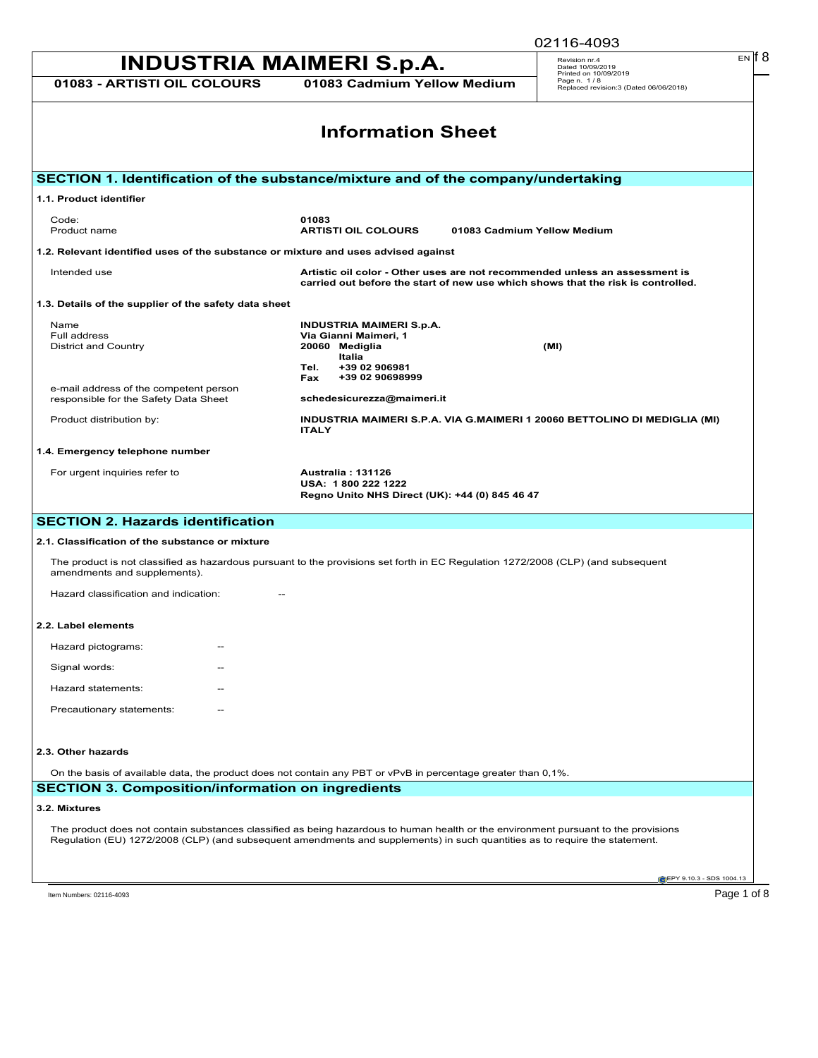# Information Sheet

## SECTION 1. Identification of the substance/mixture and of the company/undertaking

### 1.1. Product identifier

| | |
|---|---|
| Code: | **01083** |
| Product name | **ARTISTI OIL COLOURS 01083 Cadmium Yellow Medium** |

### 1.2. Relevant identified uses of the substance or mixture and uses advised against

| | |
|---|---|
| Intended use | **Artistic oil color - Other uses are not recommended unless an assessment is carried out before the start of new use which shows that the risk is controlled.** |

### 1.3. Details of the supplier of the safety data sheet

| | |
|---|---|
| Name | **INDUSTRIA MAIMERI S.p.A.** |
| Full address | **Via Gianni Maimeri, 1** |
| District and Country | **20060 Mediglia (MI) Italia** |
| | **Tel. +39 02 906981** |
| | **Fax +39 02 90698999** |
| e-mail address of the competent person responsible for the Safety Data Sheet | **schedesicurezza@maimeri.it** |
| Product distribution by: | **INDUSTRIA MAIMERI S.P.A. VIA G.MAIMERI 1 20060 BETTOLINO DI MEDIGLIA (MI) ITALY** |

### 1.4. Emergency telephone number

| | |
|---|---|
| For urgent inquiries refer to | **Australia : 131126** |
| | **USA: 1 800 222 1222** |
| | **Regno Unito NHS Direct (UK): +44 (0) 845 46 47** |

## SECTION 2. Hazards identification

### 2.1. Classification of the substance or mixture

The product is not classified as hazardous pursuant to the provisions set forth in EC Regulation 1272/2008 (CLP) (and subsequent amendments and supplements).

Hazard classification and indication: --

### 2.2. Label elements

Hazard pictograms: --

Signal words: --

Hazard statements: --

Precautionary statements: --

### 2.3. Other hazards

On the basis of available data, the product does not contain any PBT or vPvB in percentage greater than 0,1%.

## SECTION 3. Composition/information on ingredients

### 3.2. Mixtures

The product does not contain substances classified as being hazardous to human health or the environment pursuant to the provisions Regulation (EU) 1272/2008 (CLP) (and subsequent amendments and supplements) in such quantities as to require the statement.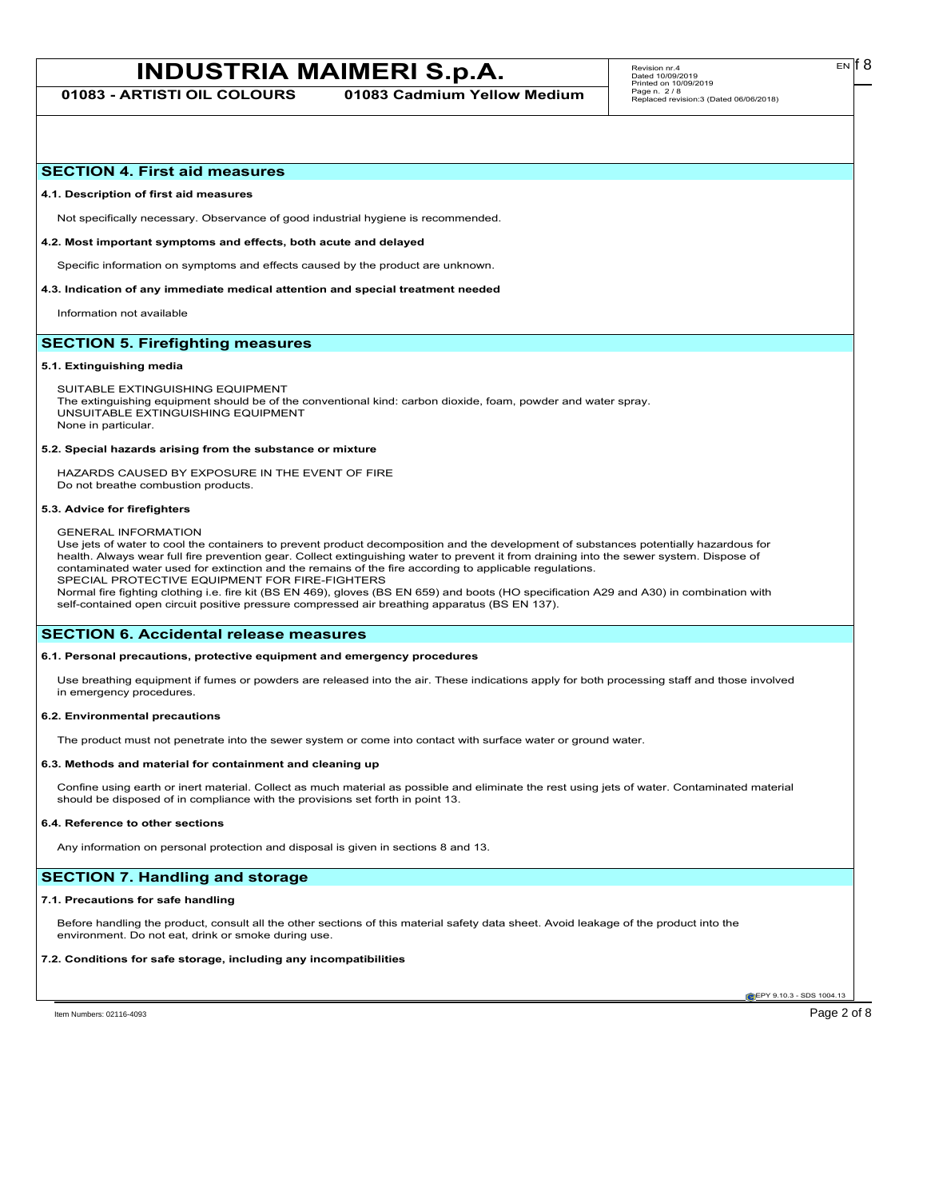## SECTION 4. First aid measures

### 4.1. Description of first aid measures

Not specifically necessary. Observance of good industrial hygiene is recommended.

### 4.2. Most important symptoms and effects, both acute and delayed

Specific information on symptoms and effects caused by the product are unknown.

### 4.3. Indication of any immediate medical attention and special treatment needed

Information not available

## SECTION 5. Firefighting measures

### 5.1. Extinguishing media

SUITABLE EXTINGUISHING EQUIPMENT
The extinguishing equipment should be of the conventional kind: carbon dioxide, foam, powder and water spray.
UNSUITABLE EXTINGUISHING EQUIPMENT
None in particular.

### 5.2. Special hazards arising from the substance or mixture

HAZARDS CAUSED BY EXPOSURE IN THE EVENT OF FIRE
Do not breathe combustion products.

### 5.3. Advice for firefighters

GENERAL INFORMATION
Use jets of water to cool the containers to prevent product decomposition and the development of substances potentially hazardous for health. Always wear full fire prevention gear. Collect extinguishing water to prevent it from draining into the sewer system. Dispose of contaminated water used for extinction and the remains of the fire according to applicable regulations.
SPECIAL PROTECTIVE EQUIPMENT FOR FIRE-FIGHTERS
Normal fire fighting clothing i.e. fire kit (BS EN 469), gloves (BS EN 659) and boots (HO specification A29 and A30) in combination with self-contained open circuit positive pressure compressed air breathing apparatus (BS EN 137).

## SECTION 6. Accidental release measures

### 6.1. Personal precautions, protective equipment and emergency procedures

Use breathing equipment if fumes or powders are released into the air. These indications apply for both processing staff and those involved in emergency procedures.

### 6.2. Environmental precautions

The product must not penetrate into the sewer system or come into contact with surface water or ground water.

### 6.3. Methods and material for containment and cleaning up

Confine using earth or inert material. Collect as much material as possible and eliminate the rest using jets of water. Contaminated material should be disposed of in compliance with the provisions set forth in point 13.

### 6.4. Reference to other sections

Any information on personal protection and disposal is given in sections 8 and 13.

## SECTION 7. Handling and storage

### 7.1. Precautions for safe handling

Before handling the product, consult all the other sections of this material safety data sheet. Avoid leakage of the product into the environment. Do not eat, drink or smoke during use.

### 7.2. Conditions for safe storage, including any incompatibilities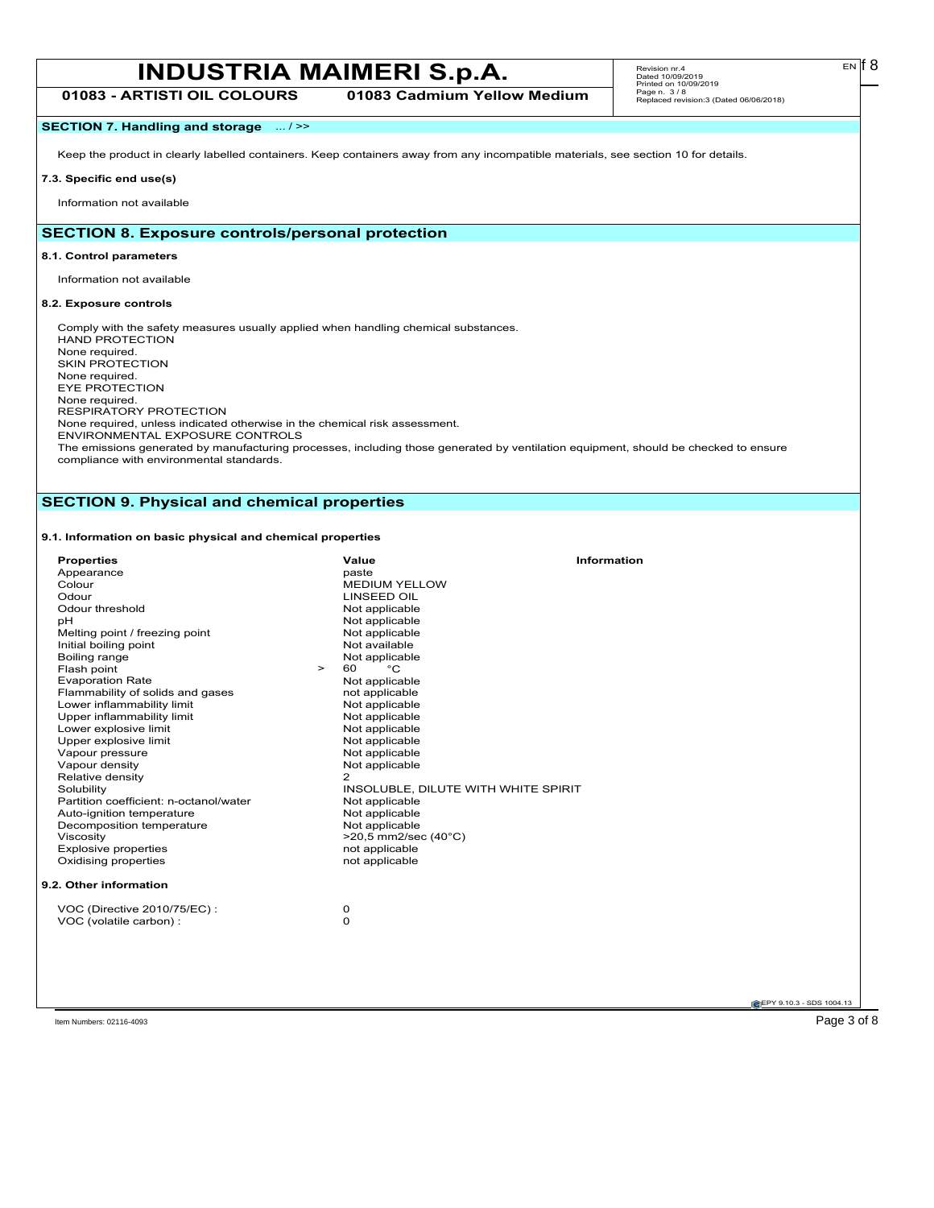## SECTION 7. Handling and storage ... / >>

Keep the product in clearly labelled containers. Keep containers away from any incompatible materials, see section 10 for details.

### 7.3. Specific end use(s)

Information not available

## SECTION 8. Exposure controls/personal protection

### 8.1. Control parameters

Information not available

### 8.2. Exposure controls

Comply with the safety measures usually applied when handling chemical substances.
HAND PROTECTION
None required.
SKIN PROTECTION
None required.
EYE PROTECTION
None required.
RESPIRATORY PROTECTION
None required, unless indicated otherwise in the chemical risk assessment.
ENVIRONMENTAL EXPOSURE CONTROLS
The emissions generated by manufacturing processes, including those generated by ventilation equipment, should be checked to ensure compliance with environmental standards.

## SECTION 9. Physical and chemical properties

### 9.1. Information on basic physical and chemical properties

| Properties | Value | Information |
|---|---|---|
| Appearance | paste | |
| Colour | MEDIUM YELLOW | |
| Odour | LINSEED OIL | |
| Odour threshold | Not applicable | |
| pH | Not applicable | |
| Melting point / freezing point | Not applicable | |
| Initial boiling point | Not available | |
| Boiling range | Not applicable | |
| Flash point | > 60 °C | |
| Evaporation Rate | Not applicable | |
| Flammability of solids and gases | not applicable | |
| Lower inflammability limit | Not applicable | |
| Upper inflammability limit | Not applicable | |
| Lower explosive limit | Not applicable | |
| Upper explosive limit | Not applicable | |
| Vapour pressure | Not applicable | |
| Vapour density | Not applicable | |
| Relative density | 2 | |
| Solubility | INSOLUBLE, DILUTE WITH WHITE SPIRIT | |
| Partition coefficient: n-octanol/water | Not applicable | |
| Auto-ignition temperature | Not applicable | |
| Decomposition temperature | Not applicable | |
| Viscosity | >20,5 mm2/sec (40°C) | |
| Explosive properties | not applicable | |
| Oxidising properties | not applicable | |

### 9.2. Other information

| | |
|---|---|
| VOC (Directive 2010/75/EC) : | 0 |
| VOC (volatile carbon) : | 0 |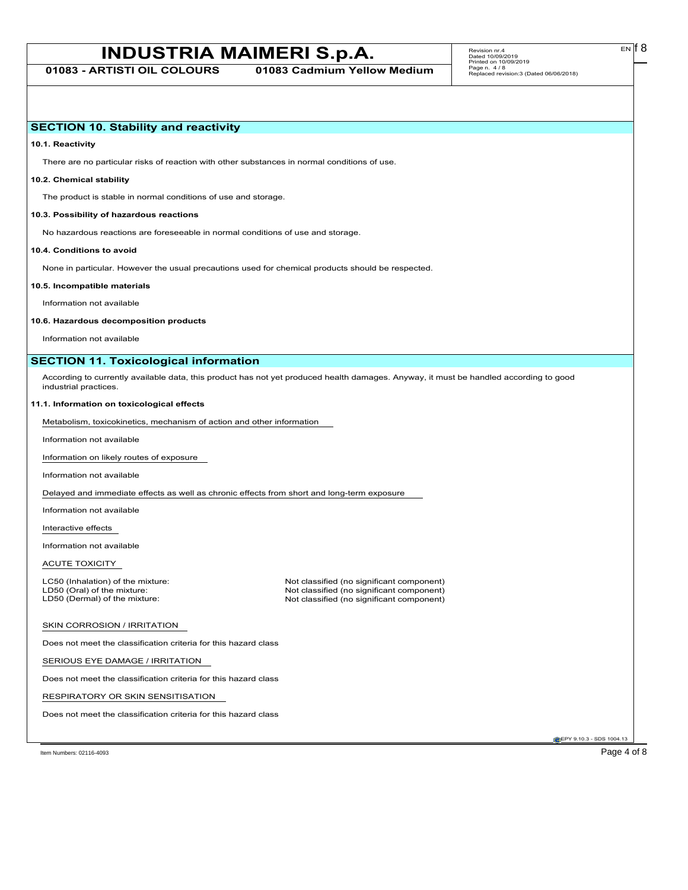## SECTION 10. Stability and reactivity

**10.1. Reactivity**

There are no particular risks of reaction with other substances in normal conditions of use.

**10.2. Chemical stability**

The product is stable in normal conditions of use and storage.

**10.3. Possibility of hazardous reactions**

No hazardous reactions are foreseeable in normal conditions of use and storage.

**10.4. Conditions to avoid**

None in particular. However the usual precautions used for chemical products should be respected.

**10.5. Incompatible materials**

Information not available

**10.6. Hazardous decomposition products**

Information not available

## SECTION 11. Toxicological information

According to currently available data, this product has not yet produced health damages. Anyway, it must be handled according to good industrial practices.

**11.1. Information on toxicological effects**

Metabolism, toxicokinetics, mechanism of action and other information

Information not available

Information on likely routes of exposure

Information not available

Delayed and immediate effects as well as chronic effects from short and long-term exposure

Information not available

Interactive effects

Information not available

ACUTE TOXICITY

| | |
|---|---|
| LC50 (Inhalation) of the mixture: | Not classified (no significant component) |
| LD50 (Oral) of the mixture: | Not classified (no significant component) |
| LD50 (Dermal) of the mixture: | Not classified (no significant component) |

SKIN CORROSION / IRRITATION

Does not meet the classification criteria for this hazard class

SERIOUS EYE DAMAGE / IRRITATION

Does not meet the classification criteria for this hazard class

RESPIRATORY OR SKIN SENSITISATION

Does not meet the classification criteria for this hazard class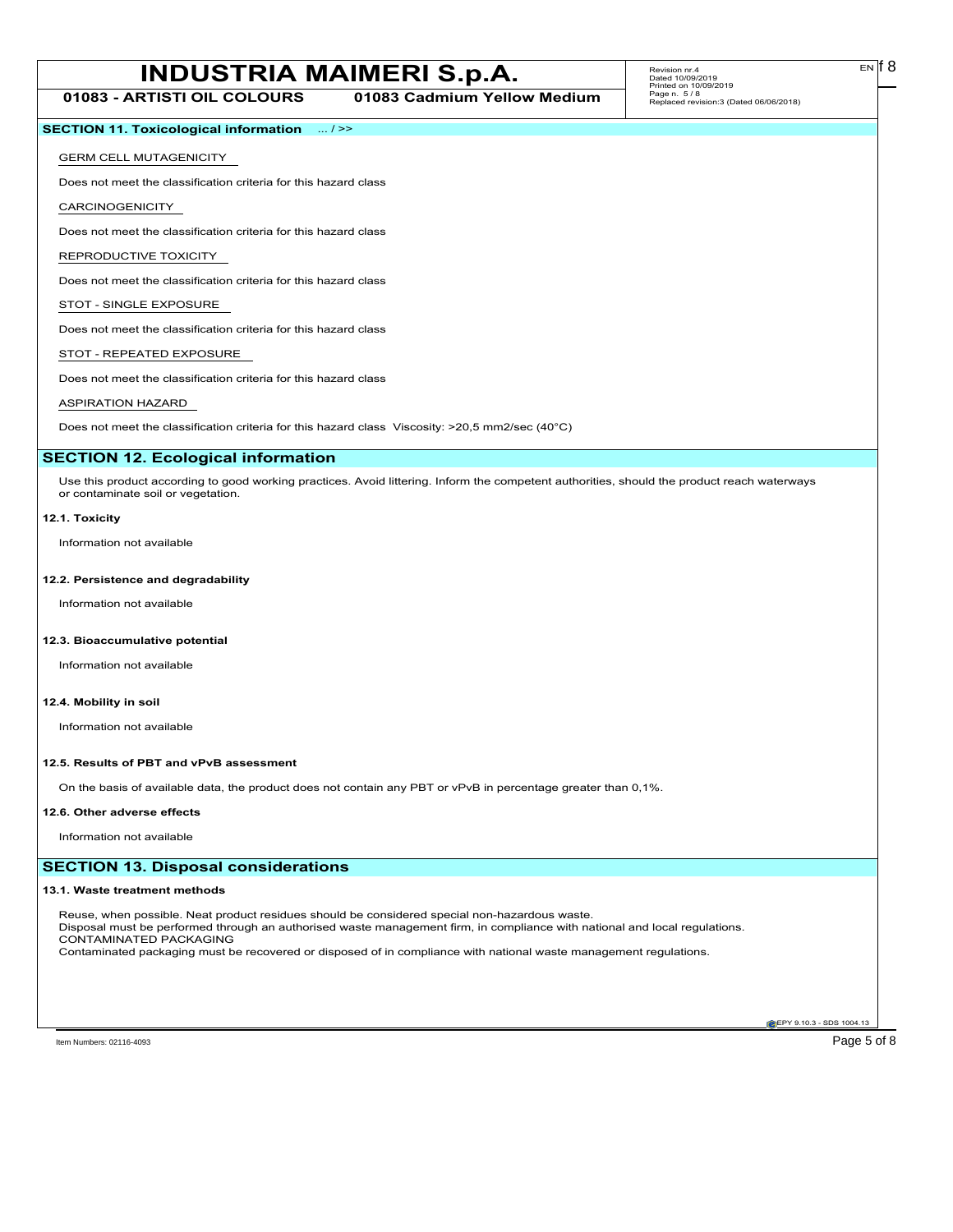## SECTION 11. Toxicological information ... / >>

GERM CELL MUTAGENICITY

Does not meet the classification criteria for this hazard class

CARCINOGENICITY

Does not meet the classification criteria for this hazard class

REPRODUCTIVE TOXICITY

Does not meet the classification criteria for this hazard class

STOT - SINGLE EXPOSURE

Does not meet the classification criteria for this hazard class

STOT - REPEATED EXPOSURE

Does not meet the classification criteria for this hazard class

ASPIRATION HAZARD

Does not meet the classification criteria for this hazard class Viscosity: >20,5 mm2/sec (40°C)

## SECTION 12. Ecological information

Use this product according to good working practices. Avoid littering. Inform the competent authorities, should the product reach waterways or contaminate soil or vegetation.

### 12.1. Toxicity

Information not available

### 12.2. Persistence and degradability

Information not available

### 12.3. Bioaccumulative potential

Information not available

### 12.4. Mobility in soil

Information not available

### 12.5. Results of PBT and vPvB assessment

On the basis of available data, the product does not contain any PBT or vPvB in percentage greater than 0,1%.

### 12.6. Other adverse effects

Information not available

## SECTION 13. Disposal considerations

### 13.1. Waste treatment methods

Reuse, when possible. Neat product residues should be considered special non-hazardous waste.
Disposal must be performed through an authorised waste management firm, in compliance with national and local regulations.
CONTAMINATED PACKAGING
Contaminated packaging must be recovered or disposed of in compliance with national waste management regulations.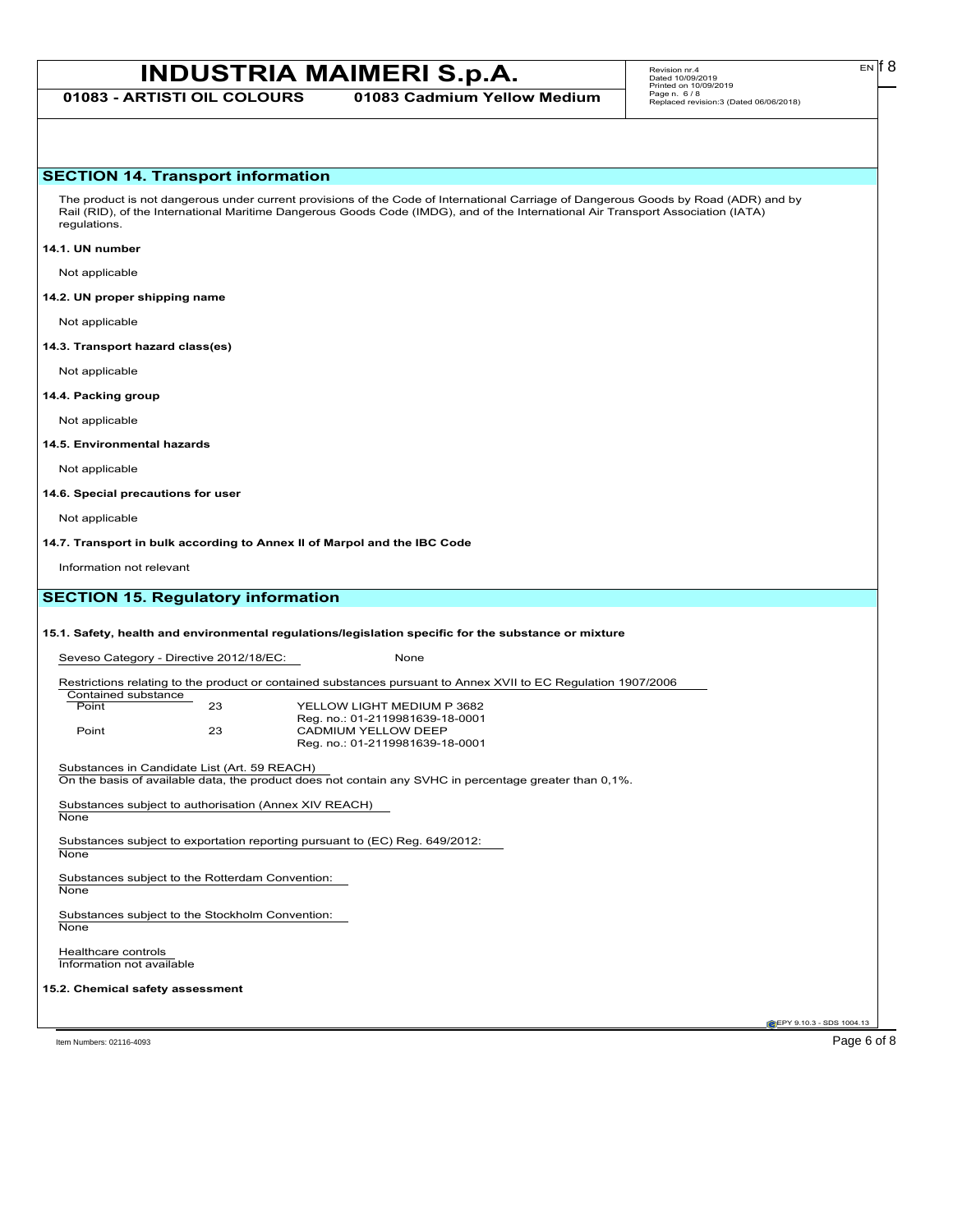## SECTION 14. Transport information

The product is not dangerous under current provisions of the Code of International Carriage of Dangerous Goods by Road (ADR) and by Rail (RID), of the International Maritime Dangerous Goods Code (IMDG), and of the International Air Transport Association (IATA) regulations.

**14.1. UN number**

Not applicable

**14.2. UN proper shipping name**

Not applicable

**14.3. Transport hazard class(es)**

Not applicable

**14.4. Packing group**

Not applicable

**14.5. Environmental hazards**

Not applicable

**14.6. Special precautions for user**

Not applicable

**14.7. Transport in bulk according to Annex II of Marpol and the IBC Code**

Information not relevant

## SECTION 15. Regulatory information

**15.1. Safety, health and environmental regulations/legislation specific for the substance or mixture**

Seveso Category - Directive 2012/18/EC: None

Restrictions relating to the product or contained substances pursuant to Annex XVII to EC Regulation 1907/2006

| Contained substance | | |
|---|---|---|
| Point | 23 | YELLOW LIGHT MEDIUM P 3682<br>Reg. no.: 01-2119981639-18-0001 |
| Point | 23 | CADMIUM YELLOW DEEP<br>Reg. no.: 01-2119981639-18-0001 |

Substances in Candidate List (Art. 59 REACH)
On the basis of available data, the product does not contain any SVHC in percentage greater than 0,1%.

Substances subject to authorisation (Annex XIV REACH)
None

Substances subject to exportation reporting pursuant to (EC) Reg. 649/2012:
None

Substances subject to the Rotterdam Convention:
None

Substances subject to the Stockholm Convention:
None

Healthcare controls
Information not available

**15.2. Chemical safety assessment**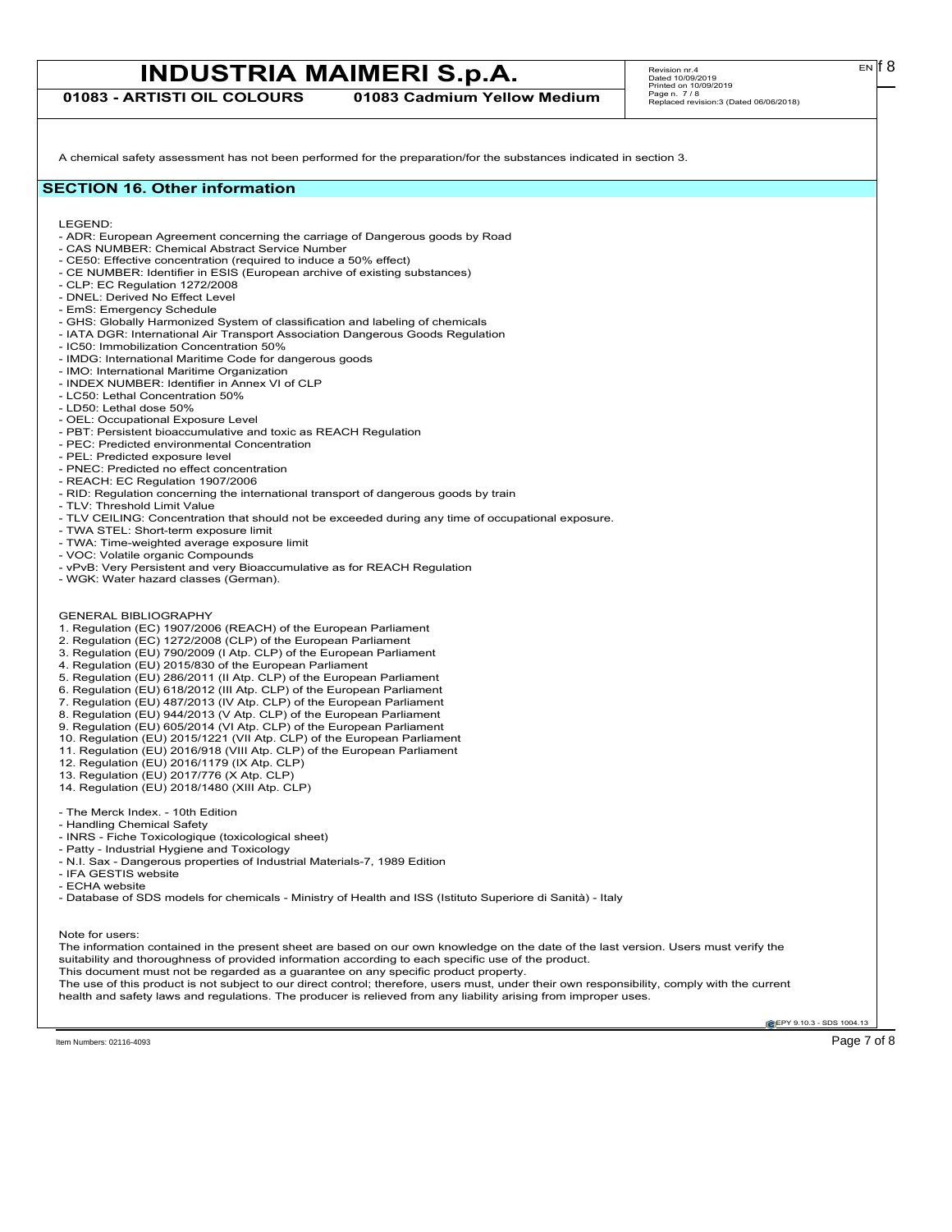A chemical safety assessment has not been performed for the preparation/for the substances indicated in section 3.

## SECTION 16. Other information

LEGEND:

- ADR: European Agreement concerning the carriage of Dangerous goods by Road
- CAS NUMBER: Chemical Abstract Service Number
- CE50: Effective concentration (required to induce a 50% effect)
- CE NUMBER: Identifier in ESIS (European archive of existing substances)
- CLP: EC Regulation 1272/2008
- DNEL: Derived No Effect Level
- EmS: Emergency Schedule
- GHS: Globally Harmonized System of classification and labeling of chemicals
- IATA DGR: International Air Transport Association Dangerous Goods Regulation
- IC50: Immobilization Concentration 50%
- IMDG: International Maritime Code for dangerous goods
- IMO: International Maritime Organization
- INDEX NUMBER: Identifier in Annex VI of CLP
- LC50: Lethal Concentration 50%
- LD50: Lethal dose 50%
- OEL: Occupational Exposure Level
- PBT: Persistent bioaccumulative and toxic as REACH Regulation
- PEC: Predicted environmental Concentration
- PEL: Predicted exposure level
- PNEC: Predicted no effect concentration
- REACH: EC Regulation 1907/2006
- RID: Regulation concerning the international transport of dangerous goods by train
- TLV: Threshold Limit Value
- TLV CEILING: Concentration that should not be exceeded during any time of occupational exposure.
- TWA STEL: Short-term exposure limit
- TWA: Time-weighted average exposure limit
- VOC: Volatile organic Compounds
- vPvB: Very Persistent and very Bioaccumulative as for REACH Regulation
- WGK: Water hazard classes (German).

GENERAL BIBLIOGRAPHY

1. Regulation (EC) 1907/2006 (REACH) of the European Parliament
2. Regulation (EC) 1272/2008 (CLP) of the European Parliament
3. Regulation (EU) 790/2009 (I Atp. CLP) of the European Parliament
4. Regulation (EU) 2015/830 of the European Parliament
5. Regulation (EU) 286/2011 (II Atp. CLP) of the European Parliament
6. Regulation (EU) 618/2012 (III Atp. CLP) of the European Parliament
7. Regulation (EU) 487/2013 (IV Atp. CLP) of the European Parliament
8. Regulation (EU) 944/2013 (V Atp. CLP) of the European Parliament
9. Regulation (EU) 605/2014 (VI Atp. CLP) of the European Parliament
10. Regulation (EU) 2015/1221 (VII Atp. CLP) of the European Parliament
11. Regulation (EU) 2016/918 (VIII Atp. CLP) of the European Parliament
12. Regulation (EU) 2016/1179 (IX Atp. CLP)
13. Regulation (EU) 2017/776 (X Atp. CLP)
14. Regulation (EU) 2018/1480 (XIII Atp. CLP)

- The Merck Index. - 10th Edition
- Handling Chemical Safety
- INRS - Fiche Toxicologique (toxicological sheet)
- Patty - Industrial Hygiene and Toxicology
- N.I. Sax - Dangerous properties of Industrial Materials-7, 1989 Edition
- IFA GESTIS website
- ECHA website
- Database of SDS models for chemicals - Ministry of Health and ISS (Istituto Superiore di Sanità) - Italy

Note for users:
The information contained in the present sheet are based on our own knowledge on the date of the last version. Users must verify the suitability and thoroughness of provided information according to each specific use of the product.
This document must not be regarded as a guarantee on any specific product property.
The use of this product is not subject to our direct control; therefore, users must, under their own responsibility, comply with the current health and safety laws and regulations. The producer is relieved from any liability arising from improper uses.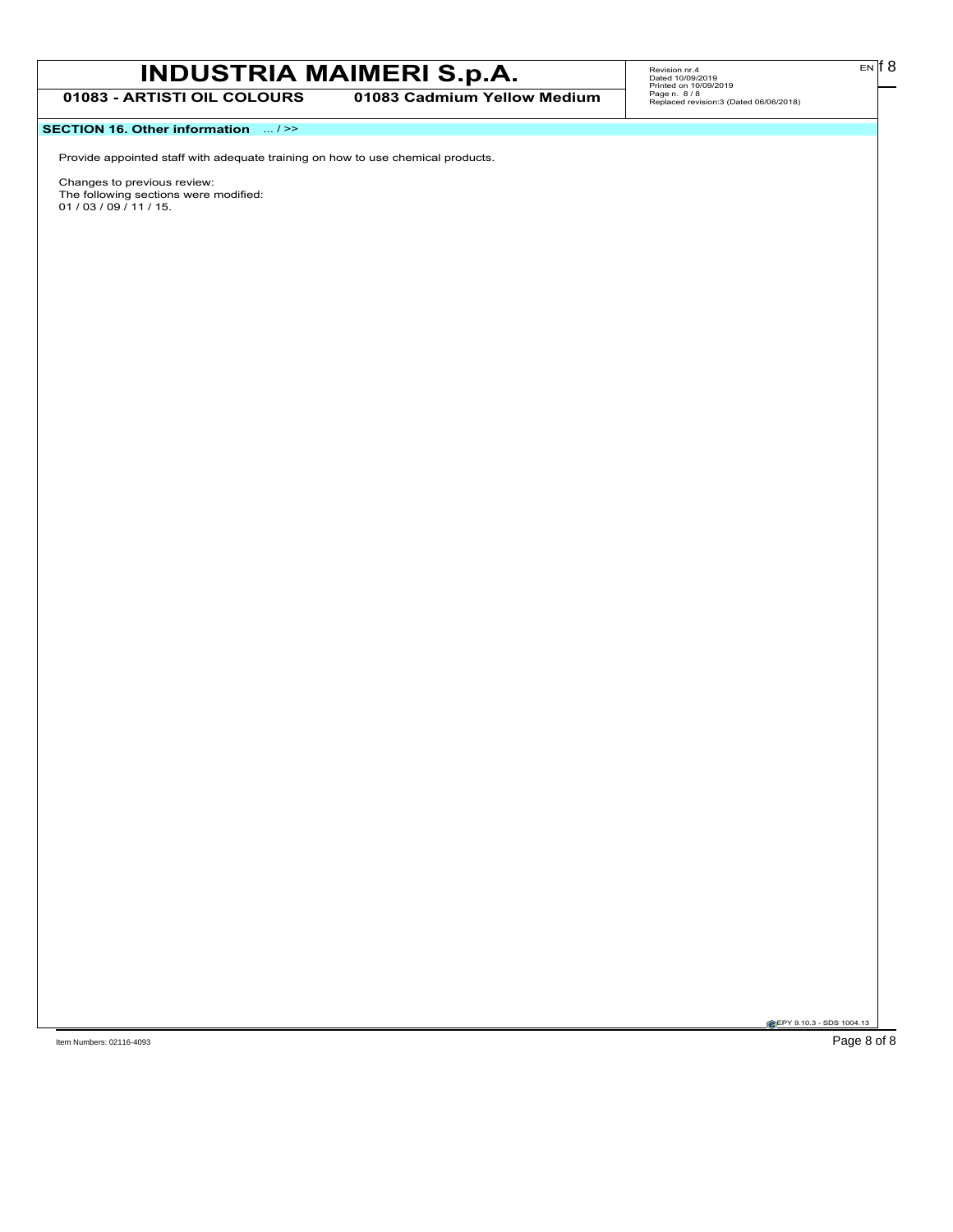## SECTION 16. Other information ... / >>

Provide appointed staff with adequate training on how to use chemical products.

Changes to previous review:
The following sections were modified:
01 / 03 / 09 / 11 / 15.